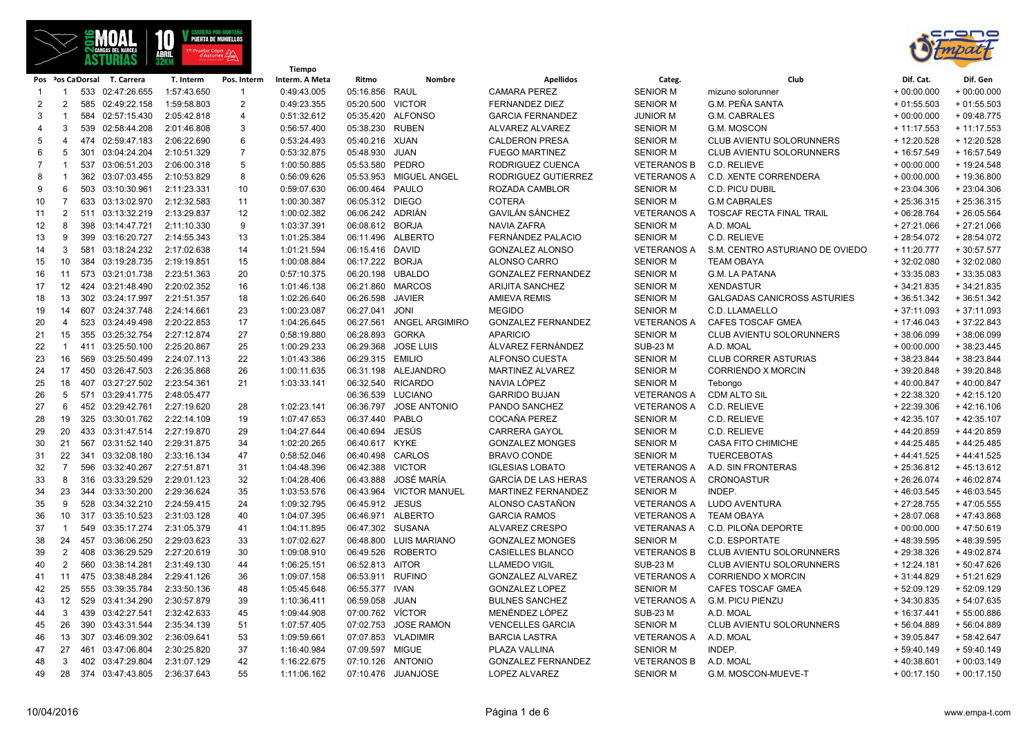| Pos | Pos Cat | Dorsal | T. Carrera | T. Interm | Pos. Interm | Tiempo Interm. A Meta | Ritmo | Nombre | Apellidos | Categ. | Club | Dif. Cat. | Dif. Gen |
|---|---|---|---|---|---|---|---|---|---|---|---|---|---|
| 1 | 1 | 533 | 02:47:26.655 | 1:57:43.650 | 1 | 0:49:43.005 | 05:16.856 | RAUL | CAMARA PEREZ | SENIOR M | mizuno solorunner | + 00:00.000 | + 00:00.000 |
| 2 | 2 | 585 | 02:49:22.158 | 1:59:58.803 | 2 | 0:49:23.355 | 05:20.500 | VICTOR | FERNANDEZ DIEZ | SENIOR M | G.M. PEÑA SANTA | + 01:55.503 | + 01:55.503 |
| 3 | 1 | 584 | 02:57:15.430 | 2:05:42.818 | 4 | 0:51:32.612 | 05:35.420 | ALFONSO | GARCIA FERNANDEZ | JUNIOR M | G.M. CABRALES | + 00:00.000 | + 09:48.775 |
| 4 | 3 | 539 | 02:58:44.208 | 2:01:46.808 | 3 | 0:56:57.400 | 05:38.230 | RUBEN | ALVAREZ ALVAREZ | SENIOR M | G.M. MOSCON | + 11:17.553 | + 11:17.553 |
| 5 | 4 | 474 | 02:59:47.183 | 2:06:22.690 | 6 | 0:53:24.493 | 05:40.216 | XUAN | CALDERON PRESA | SENIOR M | CLUB AVIENTU SOLORUNNERS | + 12:20.528 | + 12:20.528 |
| 6 | 5 | 301 | 03:04:24.204 | 2:10:51.329 | 7 | 0:53:32.875 | 05:48.930 | JUAN | FUEGO MARTINEZ | SENIOR M | CLUB AVIENTU SOLORUNNERS | + 16:57.549 | + 16:57.549 |
| 7 | 1 | 537 | 03:06:51.203 | 2:06:00.318 | 5 | 1:00:50.885 | 05:53.580 | PEDRO | RODRIGUEZ CUENCA | VETERANOS B | C.D. RELIEVE | + 00:00.000 | + 19:24.548 |
| 8 | 1 | 362 | 03:07:03.455 | 2:10:53.829 | 8 | 0:56:09.626 | 05:53.953 | MIGUEL ANGEL | RODRIGUEZ GUTIERREZ | VETERANOS A | C.D. XENTE CORRENDERA | + 00:00.000 | + 19:36.800 |
| 9 | 6 | 503 | 03:10:30.961 | 2:11:23.331 | 10 | 0:59:07.630 | 06:00.464 | PAULO | ROZADA CAMBLOR | SENIOR M | C.D. PICU DUBIL | + 23:04.306 | + 23:04.306 |
| 10 | 7 | 633 | 03:13:02.970 | 2:12:32.583 | 11 | 1:00:30.387 | 06:05.312 | DIEGO | COTERA | SENIOR M | G.M CABRALES | + 25:36.315 | + 25:36.315 |
| 11 | 2 | 511 | 03:13:32.219 | 2:13:29.837 | 12 | 1:00:02.382 | 06:06.242 | ADRIÁN | GAVILÁN SÁNCHEZ | VETERANOS A | TOSCAF RECTA FINAL TRAIL | + 06:28.764 | + 26:05.564 |
| 12 | 8 | 398 | 03:14:47.721 | 2:11:10.330 | 9 | 1:03:37.391 | 06:08.612 | BORJA | NAVIA ZAFRA | SENIOR M | A.D. MOAL | + 27:21.066 | + 27:21.066 |
| 13 | 9 | 399 | 03:16:20.727 | 2:14:55.343 | 13 | 1:01:25.384 | 06:11.496 | ALBERTO | FERNÁNDEZ PALACIO | SENIOR M | C.D. RELIEVE | + 28:54.072 | + 28:54.072 |
| 14 | 3 | 581 | 03:18:24.232 | 2:17:02.638 | 14 | 1:01:21.594 | 06:15.416 | DAVID | GONZALEZ ALONSO | VETERANOS A | S.M. CENTRO ASTURIANO DE OVIEDO | + 11:20.777 | + 30:57.577 |
| 15 | 10 | 384 | 03:19:28.735 | 2:19:19.851 | 15 | 1:00:08.884 | 06:17.222 | BORJA | ALONSO CARRO | SENIOR M | TEAM OBAYA | + 32:02.080 | + 32:02.080 |
| 16 | 11 | 573 | 03:21:01.738 | 2:23:51.363 | 20 | 0:57:10.375 | 06:20.198 | UBALDO | GONZALEZ FERNANDEZ | SENIOR M | G.M. LA PATANA | + 33:35.083 | + 33:35.083 |
| 17 | 12 | 424 | 03:21:48.490 | 2:20:02.352 | 16 | 1:01:46.138 | 06:21.860 | MARCOS | ARIJITA SANCHEZ | SENIOR M | XENDASTUR | + 34:21.835 | + 34:21.835 |
| 18 | 13 | 302 | 03:24:17.997 | 2:21:51.357 | 18 | 1:02:26.640 | 06:26.598 | JAVIER | AMIEVA REMIS | SENIOR M | GALGADAS CANICROSS ASTURIES | + 36:51.342 | + 36:51.342 |
| 19 | 14 | 607 | 03:24:37.748 | 2:24:14.661 | 23 | 1:00:23.087 | 06:27.041 | JONI | MEGIDO | SENIOR M | C.D. LLAMAELLO | + 37:11.093 | + 37:11.093 |
| 20 | 4 | 523 | 03:24:49.498 | 2:20:22.853 | 17 | 1:04:26.645 | 06:27.561 | ANGEL ARGIMIRO | GONZALEZ FERNANDEZ | VETERANOS A | CAFES TOSCAF GMEA | + 17:46.043 | + 37:22.843 |
| 21 | 15 | 355 | 03:25:32.754 | 2:27:12.874 | 27 | 0:58:19.880 | 06:28.893 | GORKA | APARICIO | SENIOR M | CLUB AVIENTU SOLORUNNERS | + 38:06.099 | + 38:06.099 |
| 22 | 1 | 411 | 03:25:50.100 | 2:25:20.867 | 25 | 1:00:29.233 | 06:29.368 | JOSE LUIS | ÁLVAREZ FERNÁNDEZ | SUB-23 M | A.D. MOAL | + 00:00.000 | + 38:23.445 |
| 23 | 16 | 569 | 03:25:50.499 | 2:24:07.113 | 22 | 1:01:43.386 | 06:29.315 | EMILIO | ALFONSO CUESTA | SENIOR M | CLUB CORRER ASTURIAS | + 38:23.844 | + 38:23.844 |
| 24 | 17 | 450 | 03:26:47.503 | 2:26:35.868 | 26 | 1:00:11.635 | 06:31.198 | ALEJANDRO | MARTINEZ ALVAREZ | SENIOR M | CORRIENDO X MORCIN | + 39:20.848 | + 39:20.848 |
| 25 | 18 | 407 | 03:27:27.502 | 2:23:54.361 | 21 | 1:03:33.141 | 06:32.540 | RICARDO | NAVIA LÓPEZ | SENIOR M | Tebongo | + 40:00.847 | + 40:00.847 |
| 26 | 5 | 571 | 03:29:41.775 | 2:48:05.477 | | | 06:36.539 | LUCIANO | GARRIDO BUJAN | VETERANOS A | CDM ALTO SIL | + 22:38.320 | + 42:15.120 |
| 27 | 6 | 452 | 03:29:42.761 | 2:27:19.620 | 28 | 1:02:23.141 | 06:36.797 | JOSE ANTONIO | PANDO SANCHEZ | VETERANOS A | C.D. RELIEVE | + 22:39.306 | + 42:16.106 |
| 28 | 19 | 325 | 03:30:01.762 | 2:22:14.109 | 19 | 1:07:47.653 | 06:37.440 | PABLO | COCAÑA PEREZ | SENIOR M | C.D. RELIEVE | + 42:35.107 | + 42:35.107 |
| 29 | 20 | 433 | 03:31:47.514 | 2:27:19.870 | 29 | 1:04:27.644 | 06:40.694 | JESÚS | CARRERA GAYOL | SENIOR M | C.D. RELIEVE | + 44:20.859 | + 44:20.859 |
| 30 | 21 | 567 | 03:31:52.140 | 2:29:31.875 | 34 | 1:02:20.265 | 06:40.617 | KYKE | GONZALEZ MONGES | SENIOR M | CASA FITO CHIMICHE | + 44:25.485 | + 44:25.485 |
| 31 | 22 | 341 | 03:32:08.180 | 2:33:16.134 | 47 | 0:58:52.046 | 06:40.498 | CARLOS | BRAVO CONDE | SENIOR M | TUERCEBOTAS | + 44:41.525 | + 44:41.525 |
| 32 | 7 | 596 | 03:32:40.267 | 2:27:51.871 | 31 | 1:04:48.396 | 06:42.388 | VICTOR | IGLESIAS LOBATO | VETERANOS A | A.D. SIN FRONTERAS | + 25:36.812 | + 45:13.612 |
| 33 | 8 | 316 | 03:33:29.529 | 2:29:01.123 | 32 | 1:04:28.406 | 06:43.888 | JOSÉ MARÍA | GARCÍA DE LAS HERAS | VETERANOS A | CRONOASTUR | + 26:26.074 | + 46:02.874 |
| 34 | 23 | 344 | 03:33:30.200 | 2:29:36.624 | 35 | 1:03:53.576 | 06:43.964 | VICTOR MANUEL | MARTINEZ FERNANDEZ | SENIOR M | INDEP. | + 46:03.545 | + 46:03.545 |
| 35 | 9 | 528 | 03:34:32.210 | 2:24:59.415 | 24 | 1:09:32.795 | 06:45.912 | JESUS | ALONSO CASTAÑON | VETERANOS A | LUDO AVENTURA | + 27:28.755 | + 47:05.555 |
| 36 | 10 | 317 | 03:35:10.523 | 2:31:03.128 | 40 | 1:04:07.395 | 06:46.971 | ALBERTO | GARCIA RAMOS | VETERANOS A | TEAM OBAYA | + 28:07.068 | + 47:43.868 |
| 37 | 1 | 549 | 03:35:17.274 | 2:31:05.379 | 41 | 1:04:11.895 | 06:47.302 | SUSANA | ALVAREZ CRESPO | VETERANAS A | C.D. PILOÑA DEPORTE | + 00:00.000 | + 47:50.619 |
| 38 | 24 | 457 | 03:36:06.250 | 2:29:03.623 | 33 | 1:07:02.627 | 06:48.800 | LUIS MARIANO | GONZALEZ MONGES | SENIOR M | C.D. ESPORTATE | + 48:39.595 | + 48:39.595 |
| 39 | 2 | 408 | 03:36:29.529 | 2:27:20.619 | 30 | 1:09:08.910 | 06:49.526 | ROBERTO | CASIELLES BLANCO | VETERANOS B | CLUB AVIENTU SOLORUNNERS | + 29:38.326 | + 49:02.874 |
| 40 | 2 | 560 | 03:38:14.281 | 2:31:49.130 | 44 | 1:06:25.151 | 06:52.813 | AITOR | LLAMEDO VIGIL | SUB-23 M | CLUB AVIENTU SOLORUNNERS | + 12:24.181 | + 50:47.626 |
| 41 | 11 | 475 | 03:38:48.284 | 2:29:41.126 | 36 | 1:09:07.158 | 06:53.911 | RUFINO | GONZALEZ ALVAREZ | VETERANOS A | CORRIENDO X MORCIN | + 31:44.829 | + 51:21.629 |
| 42 | 25 | 555 | 03:39:35.784 | 2:33:50.136 | 48 | 1:05:45.648 | 06:55.377 | IVAN | GONZALEZ LOPEZ | SENIOR M | CAFES TOSCAF GMEA | + 52:09.129 | + 52:09.129 |
| 43 | 12 | 529 | 03:41:34.290 | 2:30:57.879 | 39 | 1:10:36.411 | 06:59.058 | JUAN | BULNES SANCHEZ | VETERANOS A | G.M. PICU PIENZU | + 34:30.835 | + 54:07.635 |
| 44 | 3 | 439 | 03:42:27.541 | 2:32:42.633 | 45 | 1:09:44.908 | 07:00.762 | VÍCTOR | MENÉNDEZ LÓPEZ | SUB-23 M | A.D. MOAL | + 16:37.441 | + 55:00.886 |
| 45 | 26 | 390 | 03:43:31.544 | 2:35:34.139 | 51 | 1:07:57.405 | 07:02.753 | JOSE RAMON | VENCELLES GARCIA | SENIOR M | CLUB AVIENTU SOLORUNNERS | + 56:04.889 | + 56:04.889 |
| 46 | 13 | 307 | 03:46:09.302 | 2:36:09.641 | 53 | 1:09:59.661 | 07:07.853 | VLADIMIR | BARCIA LASTRA | VETERANOS A | A.D. MOAL | + 39:05.847 | + 58:42.647 |
| 47 | 27 | 461 | 03:47:06.804 | 2:30:25.820 | 37 | 1:16:40.984 | 07:09.597 | MIGUE | PLAZA VALLINA | SENIOR M | INDEP. | + 59:40.149 | + 59:40.149 |
| 48 | 3 | 402 | 03:47:29.804 | 2:31:07.129 | 42 | 1:16:22.675 | 07:10.126 | ANTONIO | GONZALEZ FERNANDEZ | VETERANOS B | A.D. MOAL | + 40:38.601 | + 00:03.149 |
| 49 | 28 | 374 | 03:47:43.805 | 2:36:37.643 | 55 | 1:11:06.162 | 07:10.476 | JUANJOSE | LOPEZ ALVAREZ | SENIOR M | G.M. MOSCON-MUEVE-T | + 00:17.150 | + 00:17.150 |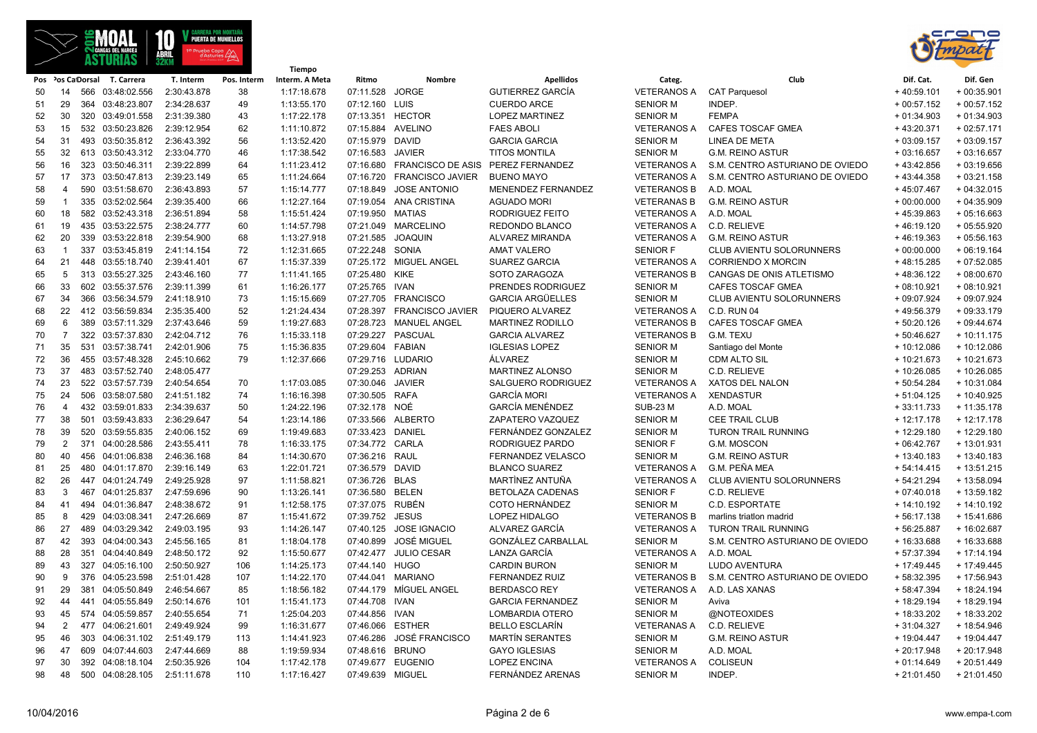| Pos | Pos Cat | Dorsal | T. Carrera | T. Interm | Pos. Interm | Tiempo Interm. A Meta | Ritmo | Nombre | Apellidos | Categ. | Club | Dif. Cat. | Dif. Gen |
|---|---|---|---|---|---|---|---|---|---|---|---|---|---|
| 50 | 14 | 566 | 03:48:02.556 | 2:30:43.878 | 38 | 1:17:18.678 | 07:11.528 | JORGE | GUTIERREZ GARCÍA | VETERANOS A | CAT Parquesol | + 40:59.101 | + 00:35.901 |
| 51 | 29 | 364 | 03:48:23.807 | 2:34:28.637 | 49 | 1:13:55.170 | 07:12.160 | LUIS | CUERDO ARCE | SENIOR M | INDEP. | + 00:57.152 | + 00:57.152 |
| 52 | 30 | 320 | 03:49:01.558 | 2:31:39.380 | 43 | 1:17:22.178 | 07:13.351 | HECTOR | LOPEZ MARTINEZ | SENIOR M | FEMPA | + 01:34.903 | + 01:34.903 |
| 53 | 15 | 532 | 03:50:23.826 | 2:39:12.954 | 62 | 1:11:10.872 | 07:15.884 | AVELINO | FAES ABOLI | VETERANOS A | CAFES TOSCAF GMEA | + 43:20.371 | + 02:57.171 |
| 54 | 31 | 493 | 03:50:35.812 | 2:36:43.392 | 56 | 1:13:52.420 | 07:15.979 | DAVID | GARCIA GARCIA | SENIOR M | LINEA DE META | + 03:09.157 | + 03:09.157 |
| 55 | 32 | 613 | 03:50:43.312 | 2:33:04.770 | 46 | 1:17:38.542 | 07:16.583 | JAVIER | TITOS MONTILA | SENIOR M | G.M. REINO ASTUR | + 03:16.657 | + 03:16.657 |
| 56 | 16 | 323 | 03:50:46.311 | 2:39:22.899 | 64 | 1:11:23.412 | 07:16.680 | FRANCISCO DE ASIS | PEREZ FERNANDEZ | VETERANOS A | S.M. CENTRO ASTURIANO DE OVIEDO | + 43:42.856 | + 03:19.656 |
| 57 | 17 | 373 | 03:50:47.813 | 2:39:23.149 | 65 | 1:11:24.664 | 07:16.720 | FRANCISCO JAVIER | BUENO MAYO | VETERANOS A | S.M. CENTRO ASTURIANO DE OVIEDO | + 43:44.358 | + 03:21.158 |
| 58 | 4 | 590 | 03:51:58.670 | 2:36:43.893 | 57 | 1:15:14.777 | 07:18.849 | JOSE ANTONIO | MENENDEZ FERNANDEZ | VETERANOS B | A.D. MOAL | + 45:07.467 | + 04:32.015 |
| 59 | 1 | 335 | 03:52:02.564 | 2:39:35.400 | 66 | 1:12:27.164 | 07:19.054 | ANA CRISTINA | AGUADO MORI | VETERANAS B | G.M. REINO ASTUR | + 00:00.000 | + 04:35.909 |
| 60 | 18 | 582 | 03:52:43.318 | 2:36:51.894 | 58 | 1:15:51.424 | 07:19.950 | MATIAS | RODRIGUEZ FEITO | VETERANOS A | A.D. MOAL | + 45:39.863 | + 05:16.663 |
| 61 | 19 | 435 | 03:53:22.575 | 2:38:24.777 | 60 | 1:14:57.798 | 07:21.049 | MARCELINO | REDONDO BLANCO | VETERANOS A | C.D. RELIEVE | + 46:19.120 | + 05:55.920 |
| 62 | 20 | 339 | 03:53:22.818 | 2:39:54.900 | 68 | 1:13:27.918 | 07:21.585 | JOAQUIN | ALVAREZ MIRANDA | VETERANOS A | G.M. REINO ASTUR | + 46:19.363 | + 05:56.163 |
| 63 | 1 | 337 | 03:53:45.819 | 2:41:14.154 | 72 | 1:12:31.665 | 07:22.248 | SONIA | AMAT VALERO | SENIOR F | CLUB AVIENTU SOLORUNNERS | + 00:00.000 | + 06:19.164 |
| 64 | 21 | 448 | 03:55:18.740 | 2:39:41.401 | 67 | 1:15:37.339 | 07:25.172 | MIGUEL ANGEL | SUAREZ GARCIA | VETERANOS A | CORRIENDO X MORCIN | + 48:15.285 | + 07:52.085 |
| 65 | 5 | 313 | 03:55:27.325 | 2:43:46.160 | 77 | 1:11:41.165 | 07:25.480 | KIKE | SOTO ZARAGOZA | VETERANOS B | CANGAS DE ONIS ATLETISMO | + 48:36.122 | + 08:00.670 |
| 66 | 33 | 602 | 03:55:37.576 | 2:39:11.399 | 61 | 1:16:26.177 | 07:25.765 | IVAN | PRENDES RODRIGUEZ | SENIOR M | CAFES TOSCAF GMEA | + 08:10.921 | + 08:10.921 |
| 67 | 34 | 366 | 03:56:34.579 | 2:41:18.910 | 73 | 1:15:15.669 | 07:27.705 | FRANCISCO | GARCIA ARGÜELLES | SENIOR M | CLUB AVIENTU SOLORUNNERS | + 09:07.924 | + 09:07.924 |
| 68 | 22 | 412 | 03:56:59.834 | 2:35:35.400 | 52 | 1:21:24.434 | 07:28.397 | FRANCISCO JAVIER | PIQUERO ALVAREZ | VETERANOS A | C.D. RUN 04 | + 49:56.379 | + 09:33.179 |
| 69 | 6 | 389 | 03:57:11.329 | 2:37:43.646 | 59 | 1:19:27.683 | 07:28.723 | MANUEL ANGEL | MARTINEZ RODILLO | VETERANOS B | CAFES TOSCAF GMEA | + 50:20.126 | + 09:44.674 |
| 70 | 7 | 322 | 03:57:37.830 | 2:42:04.712 | 76 | 1:15:33.118 | 07:29.227 | PASCUAL | GARCIA ALVAREZ | VETERANOS B | G.M. TEXU | + 50:46.627 | + 10:11.175 |
| 71 | 35 | 531 | 03:57:38.741 | 2:42:01.906 | 75 | 1:15:36.835 | 07:29.604 | FABIAN | IGLESIAS LOPEZ | SENIOR M | Santiago del Monte | + 10:12.086 | + 10:12.086 |
| 72 | 36 | 455 | 03:57:48.328 | 2:45:10.662 | 79 | 1:12:37.666 | 07:29.716 | LUDARIO | ÁLVAREZ | SENIOR M | CDM ALTO SIL | + 10:21.673 | + 10:21.673 |
| 73 | 37 | 483 | 03:57:52.740 | 2:48:05.477 | | | 07:29.253 | ADRIAN | MARTINEZ ALONSO | SENIOR M | C.D. RELIEVE | + 10:26.085 | + 10:26.085 |
| 74 | 23 | 522 | 03:57:57.739 | 2:40:54.654 | 70 | 1:17:03.085 | 07:30.046 | JAVIER | SALGUERO RODRIGUEZ | VETERANOS A | XATOS DEL NALON | + 50:54.284 | + 10:31.084 |
| 75 | 24 | 506 | 03:58:07.580 | 2:41:51.182 | 74 | 1:16:16.398 | 07:30.505 | RAFA | GARCÍA MORI | VETERANOS A | XENDASTUR | + 51:04.125 | + 10:40.925 |
| 76 | 4 | 432 | 03:59:01.833 | 2:34:39.637 | 50 | 1:24:22.196 | 07:32.178 | NOÉ | GARCÍA MENÉNDEZ | SUB-23 M | A.D. MOAL | + 33:11.733 | + 11:35.178 |
| 77 | 38 | 501 | 03:59:43.833 | 2:36:29.647 | 54 | 1:23:14.186 | 07:33.566 | ALBERTO | ZAPATERO VAZQUEZ | SENIOR M | CEE TRAIL CLUB | + 12:17.178 | + 12:17.178 |
| 78 | 39 | 520 | 03:59:55.835 | 2:40:06.152 | 69 | 1:19:49.683 | 07:33.423 | DANIEL | FERNÁNDEZ GONZALEZ | SENIOR M | TURON TRAIL RUNNING | + 12:29.180 | + 12:29.180 |
| 79 | 2 | 371 | 04:00:28.586 | 2:43:55.411 | 78 | 1:16:33.175 | 07:34.772 | CARLA | RODRIGUEZ PARDO | SENIOR F | G.M. MOSCON | + 06:42.767 | + 13:01.931 |
| 80 | 40 | 456 | 04:01:06.838 | 2:46:36.168 | 84 | 1:14:30.670 | 07:36.216 | RAUL | FERNANDEZ VELASCO | SENIOR M | G.M. REINO ASTUR | + 13:40.183 | + 13:40.183 |
| 81 | 25 | 480 | 04:01:17.870 | 2:39:16.149 | 63 | 1:22:01.721 | 07:36.579 | DAVID | BLANCO SUAREZ | VETERANOS A | G.M. PEÑA MEA | + 54:14.415 | + 13:51.215 |
| 82 | 26 | 447 | 04:01:24.749 | 2:49:25.928 | 97 | 1:11:58.821 | 07:36.726 | BLAS | MARTÍNEZ ANTUÑA | VETERANOS A | CLUB AVIENTU SOLORUNNERS | + 54:21.294 | + 13:58.094 |
| 83 | 3 | 467 | 04:01:25.837 | 2:47:59.696 | 90 | 1:13:26.141 | 07:36.580 | BELEN | BETOLAZA CADENAS | SENIOR F | C.D. RELIEVE | + 07:40.018 | + 13:59.182 |
| 84 | 41 | 494 | 04:01:36.847 | 2:48:38.672 | 91 | 1:12:58.175 | 07:37.075 | RUBÉN | COTO HERNÁNDEZ | SENIOR M | C.D. ESPORTATE | + 14:10.192 | + 14:10.192 |
| 85 | 8 | 429 | 04:03:08.341 | 2:47:26.669 | 87 | 1:15:41.672 | 07:39.752 | JESUS | LOPEZ HIDALGO | VETERANOS B | marlins triatlon madrid | + 56:17.138 | + 15:41.686 |
| 86 | 27 | 489 | 04:03:29.342 | 2:49:03.195 | 93 | 1:14:26.147 | 07:40.125 | JOSE IGNACIO | ALVAREZ GARCÍA | VETERANOS A | TURON TRAIL RUNNING | + 56:25.887 | + 16:02.687 |
| 87 | 42 | 393 | 04:04:00.343 | 2:45:56.165 | 81 | 1:18:04.178 | 07:40.899 | JOSÉ MIGUEL | GONZÁLEZ CARBALLAL | SENIOR M | S.M. CENTRO ASTURIANO DE OVIEDO | + 16:33.688 | + 16:33.688 |
| 88 | 28 | 351 | 04:04:40.849 | 2:48:50.172 | 92 | 1:15:50.677 | 07:42.477 | JULIO CESAR | LANZA GARCÍA | VETERANOS A | A.D. MOAL | + 57:37.394 | + 17:14.194 |
| 89 | 43 | 327 | 04:05:16.100 | 2:50:50.927 | 106 | 1:14:25.173 | 07:44.140 | HUGO | CARDIN BURON | SENIOR M | LUDO AVENTURA | + 17:49.445 | + 17:49.445 |
| 90 | 9 | 376 | 04:05:23.598 | 2:51:01.428 | 107 | 1:14:22.170 | 07:44.041 | MARIANO | FERNANDEZ RUIZ | VETERANOS B | S.M. CENTRO ASTURIANO DE OVIEDO | + 58:32.395 | + 17:56.943 |
| 91 | 29 | 381 | 04:05:50.849 | 2:46:54.667 | 85 | 1:18:56.182 | 07:44.179 | MÍGUEL ANGEL | BERDASCO REY | VETERANOS A | A.D. LAS XANAS | + 58:47.394 | + 18:24.194 |
| 92 | 44 | 441 | 04:05:55.849 | 2:50:14.676 | 101 | 1:15:41.173 | 07:44.708 | IVAN | GARCIA FERNANDEZ | SENIOR M | Aviva | + 18:29.194 | + 18:29.194 |
| 93 | 45 | 574 | 04:05:59.857 | 2:40:55.654 | 71 | 1:25:04.203 | 07:44.856 | IVAN | LOMBARDIA OTERO | SENIOR M | @NOTEOXIDES | + 18:33.202 | + 18:33.202 |
| 94 | 2 | 477 | 04:06:21.601 | 2:49:49.924 | 99 | 1:16:31.677 | 07:46.066 | ESTHER | BELLO ESCLARÍN | VETERANAS A | C.D. RELIEVE | + 31:04.327 | + 18:54.946 |
| 95 | 46 | 303 | 04:06:31.102 | 2:51:49.179 | 113 | 1:14:41.923 | 07:46.286 | JOSÉ FRANCISCO | MARTÍN SERANTES | SENIOR M | G.M. REINO ASTUR | + 19:04.447 | + 19:04.447 |
| 96 | 47 | 609 | 04:07:44.603 | 2:47:44.669 | 88 | 1:19:59.934 | 07:48.616 | BRUNO | GAYO IGLESIAS | SENIOR M | A.D. MOAL | + 20:17.948 | + 20:17.948 |
| 97 | 30 | 392 | 04:08:18.104 | 2:50:35.926 | 104 | 1:17:42.178 | 07:49.677 | EUGENIO | LOPEZ ENCINA | VETERANOS A | COLISEUN | + 01:14.649 | + 20:51.449 |
| 98 | 48 | 500 | 04:08:28.105 | 2:51:11.678 | 110 | 1:17:16.427 | 07:49.639 | MIGUEL | FERNÁNDEZ ARENAS | SENIOR M | INDEP. | + 21:01.450 | + 21:01.450 |

10/04/2016

www.empa-t.com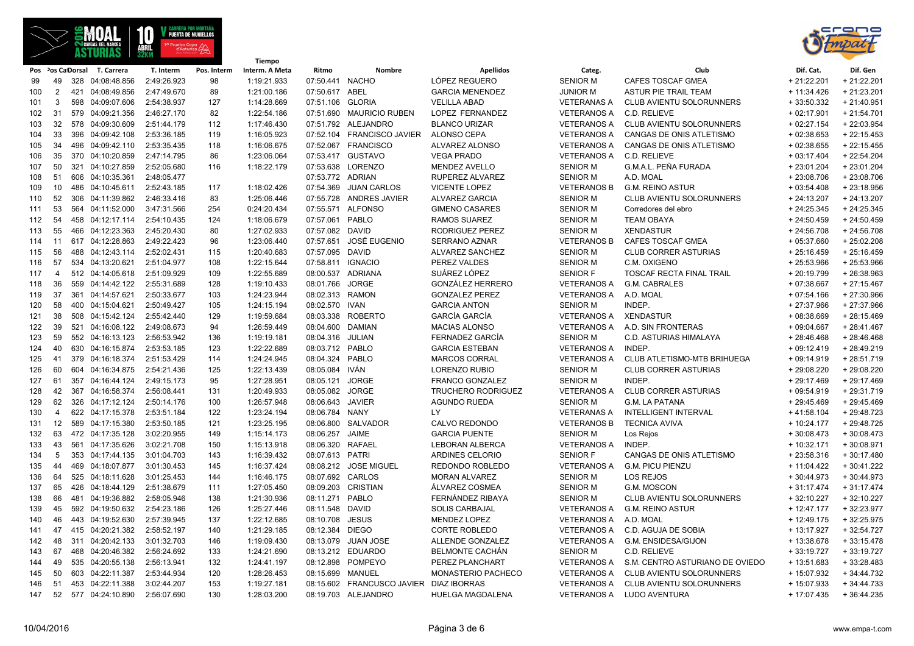| Pos | Pos Cat | Dorsal | T. Carrera | T. Interm | Pos. Interm | Tiempo Interm. A Meta | Ritmo | Nombre | Apellidos | Categ. | Club | Dif. Cat. | Dif. Gen |
|---|---|---|---|---|---|---|---|---|---|---|---|---|---|
| 99 | 49 | 328 | 04:08:48.856 | 2:49:26.923 | 98 | 1:19:21.933 | 07:50.441 | NACHO | LÓPEZ REGUERO | SENIOR M | CAFES TOSCAF GMEA | + 21:22.201 | + 21:22.201 |
| 100 | 2 | 421 | 04:08:49.856 | 2:47:49.670 | 89 | 1:21:00.186 | 07:50.617 | ABEL | GARCIA MENENDEZ | JUNIOR M | ASTUR PIE TRAIL TEAM | + 11:34.426 | + 21:23.201 |
| 101 | 3 | 598 | 04:09:07.606 | 2:54:38.937 | 127 | 1:14:28.669 | 07:51.106 | GLORIA | VELILLA ABAD | VETERANAS A | CLUB AVIENTU SOLORUNNERS | + 33:50.332 | + 21:40.951 |
| 102 | 31 | 579 | 04:09:21.356 | 2:46:27.170 | 82 | 1:22:54.186 | 07:51.690 | MAURICIO RUBEN | LOPEZ FERNANDEZ | VETERANOS A | C.D. RELIEVE | + 02:17.901 | + 21:54.701 |
| 103 | 32 | 578 | 04:09:30.609 | 2:51:44.179 | 112 | 1:17:46.430 | 07:51.792 | ALEJANDRO | BLANCO URIZAR | VETERANOS A | CLUB AVIENTU SOLORUNNERS | + 02:27.154 | + 22:03.954 |
| 104 | 33 | 396 | 04:09:42.108 | 2:53:36.185 | 119 | 1:16:05.923 | 07:52.104 | FRANCISCO JAVIER | ALONSO CEPA | VETERANOS A | CANGAS DE ONIS ATLETISMO | + 02:38.653 | + 22:15.453 |
| 105 | 34 | 496 | 04:09:42.110 | 2:53:35.435 | 118 | 1:16:06.675 | 07:52.067 | FRANCISCO | ALVAREZ ALONSO | VETERANOS A | CANGAS DE ONIS ATLETISMO | + 02:38.655 | + 22:15.455 |
| 106 | 35 | 370 | 04:10:20.859 | 2:47:14.795 | 86 | 1:23:06.064 | 07:53.417 | GUSTAVO | VEGA PRADO | VETERANOS A | C.D. RELIEVE | + 03:17.404 | + 22:54.204 |
| 107 | 50 | 321 | 04:10:27.859 | 2:52:05.680 | 116 | 1:18:22.179 | 07:53.638 | LORENZO | MENDEZ AVELLO | SENIOR M | G.M.A.L. PEÑA FURADA | + 23:01.204 | + 23:01.204 |
| 108 | 51 | 606 | 04:10:35.361 | 2:48:05.477 | | | 07:53.772 | ADRIAN | RUPEREZ ALVAREZ | SENIOR M | A.D. MOAL | + 23:08.706 | + 23:08.706 |
| 109 | 10 | 486 | 04:10:45.611 | 2:52:43.185 | 117 | 1:18:02.426 | 07:54.369 | JUAN CARLOS | VICENTE LOPEZ | VETERANOS B | G.M. REINO ASTUR | + 03:54.408 | + 23:18.956 |
| 110 | 52 | 306 | 04:11:39.862 | 2:46:33.416 | 83 | 1:25:06.446 | 07:55.728 | ANDRES JAVIER | ALVAREZ GARCIA | SENIOR M | CLUB AVIENTU SOLORUNNERS | + 24:13.207 | + 24:13.207 |
| 111 | 53 | 564 | 04:11:52.000 | 3:47:31.566 | 254 | 0:24:20.434 | 07:55.571 | ALFONSO | GIMENO CASARES | SENIOR M | Corredores del ebro | + 24:25.345 | + 24:25.345 |
| 112 | 54 | 458 | 04:12:17.114 | 2:54:10.435 | 124 | 1:18:06.679 | 07:57.061 | PABLO | RAMOS SUAREZ | SENIOR M | TEAM OBAYA | + 24:50.459 | + 24:50.459 |
| 113 | 55 | 466 | 04:12:23.363 | 2:45:20.430 | 80 | 1:27:02.933 | 07:57.082 | DAVID | RODRIGUEZ PEREZ | SENIOR M | XENDASTUR | + 24:56.708 | + 24:56.708 |
| 114 | 11 | 617 | 04:12:28.863 | 2:49:22.423 | 96 | 1:23:06.440 | 07:57.651 | JOSÉ EUGENIO | SERRANO AZNAR | VETERANOS B | CAFES TOSCAF GMEA | + 05:37.660 | + 25:02.208 |
| 115 | 56 | 488 | 04:12:43.114 | 2:52:02.431 | 115 | 1:20:40.683 | 07:57.095 | DAVID | ALVAREZ SANCHEZ | SENIOR M | CLUB CORRER ASTURIAS | + 25:16.459 | + 25:16.459 |
| 116 | 57 | 534 | 04:13:20.621 | 2:51:04.977 | 108 | 1:22:15.644 | 07:58.811 | IGNACIO | PEREZ VALDES | SENIOR M | C.M. OXIGENO | + 25:53.966 | + 25:53.966 |
| 117 | 4 | 512 | 04:14:05.618 | 2:51:09.929 | 109 | 1:22:55.689 | 08:00.537 | ADRIANA | SUÁREZ LÓPEZ | SENIOR F | TOSCAF RECTA FINAL TRAIL | + 20:19.799 | + 26:38.963 |
| 118 | 36 | 559 | 04:14:42.122 | 2:55:31.689 | 128 | 1:19:10.433 | 08:01.766 | JORGE | GONZÁLEZ HERRERO | VETERANOS A | G.M. CABRALES | + 07:38.667 | + 27:15.467 |
| 119 | 37 | 361 | 04:14:57.621 | 2:50:33.677 | 103 | 1:24:23.944 | 08:02.313 | RAMON | GONZALEZ PEREZ | VETERANOS A | A.D. MOAL | + 07:54.166 | + 27:30.966 |
| 120 | 58 | 400 | 04:15:04.621 | 2:50:49.427 | 105 | 1:24:15.194 | 08:02.570 | IVAN | GARCIA ANTON | SENIOR M | INDEP. | + 27:37.966 | + 27:37.966 |
| 121 | 38 | 508 | 04:15:42.124 | 2:55:42.440 | 129 | 1:19:59.684 | 08:03.338 | ROBERTO | GARCÍA GARCÍA | VETERANOS A | XENDASTUR | + 08:38.669 | + 28:15.469 |
| 122 | 39 | 521 | 04:16:08.122 | 2:49:08.673 | 94 | 1:26:59.449 | 08:04.600 | DAMIAN | MACIAS ALONSO | VETERANOS A | A.D. SIN FRONTERAS | + 09:04.667 | + 28:41.467 |
| 123 | 59 | 552 | 04:16:13.123 | 2:56:53.942 | 136 | 1:19:19.181 | 08:04.316 | JULIAN | FERNADEZ GARCÍA | SENIOR M | C.D. ASTURIAS HIMALAYA | + 28:46.468 | + 28:46.468 |
| 124 | 40 | 630 | 04:16:15.874 | 2:53:53.185 | 123 | 1:22:22.689 | 08:03.712 | PABLO | GARCIA ESTEBAN | VETERANOS A | INDEP. | + 09:12.419 | + 28:49.219 |
| 125 | 41 | 379 | 04:16:18.374 | 2:51:53.429 | 114 | 1:24:24.945 | 08:04.324 | PABLO | MARCOS CORRAL | VETERANOS A | CLUB ATLETISMO-MTB BRIHUEGA | + 09:14.919 | + 28:51.719 |
| 126 | 60 | 604 | 04:16:34.875 | 2:54:21.436 | 125 | 1:22:13.439 | 08:05.084 | IVÁN | LORENZO RUBIO | SENIOR M | CLUB CORRER ASTURIAS | + 29:08.220 | + 29:08.220 |
| 127 | 61 | 357 | 04:16:44.124 | 2:49:15.173 | 95 | 1:27:28.951 | 08:05.121 | JORGE | FRANCO GONZALEZ | SENIOR M | INDEP. | + 29:17.469 | + 29:17.469 |
| 128 | 42 | 367 | 04:16:58.374 | 2:56:08.441 | 131 | 1:20:49.933 | 08:05.082 | JORGE | TRUCHERO RODRIGUEZ | VETERANOS A | CLUB CORRER ASTURIAS | + 09:54.919 | + 29:31.719 |
| 129 | 62 | 326 | 04:17:12.124 | 2:50:14.176 | 100 | 1:26:57.948 | 08:06.643 | JAVIER | AGUNDO RUEDA | SENIOR M | G.M. LA PATANA | + 29:45.469 | + 29:45.469 |
| 130 | 4 | 622 | 04:17:15.378 | 2:53:51.184 | 122 | 1:23:24.194 | 08:06.784 | NANY | LY | VETERANAS A | INTELLIGENT INTERVAL | + 41:58.104 | + 29:48.723 |
| 131 | 12 | 589 | 04:17:15.380 | 2:53:50.185 | 121 | 1:23:25.195 | 08:06.800 | SALVADOR | CALVO REDONDO | VETERANOS B | TECNICA AVIVA | + 10:24.177 | + 29:48.725 |
| 132 | 63 | 472 | 04:17:35.128 | 3:02:20.955 | 149 | 1:15:14.173 | 08:06.257 | JAIME | GARCIA PUENTE | SENIOR M | Los Rejos | + 30:08.473 | + 30:08.473 |
| 133 | 43 | 561 | 04:17:35.626 | 3:02:21.708 | 150 | 1:15:13.918 | 08:06.320 | RAFAEL | LEBORAN ALBERCA | VETERANOS A | INDEP. | + 10:32.171 | + 30:08.971 |
| 134 | 5 | 353 | 04:17:44.135 | 3:01:04.703 | 143 | 1:16:39.432 | 08:07.613 | PATRI | ARDINES CELORIO | SENIOR F | CANGAS DE ONIS ATLETISMO | + 23:58.316 | + 30:17.480 |
| 135 | 44 | 469 | 04:18:07.877 | 3:01:30.453 | 145 | 1:16:37.424 | 08:08.212 | JOSE MIGUEL | REDONDO ROBLEDO | VETERANOS A | G.M. PICU PIENZU | + 11:04.422 | + 30:41.222 |
| 136 | 64 | 525 | 04:18:11.628 | 3:01:25.453 | 144 | 1:16:46.175 | 08:07.692 | CARLOS | MORAN ALVAREZ | SENIOR M | LOS REJOS | + 30:44.973 | + 30:44.973 |
| 137 | 65 | 426 | 04:18:44.129 | 2:51:38.679 | 111 | 1:27:05.450 | 08:09.203 | CRISTIAN | ÁLVAREZ COSMEA | SENIOR M | G.M. MOSCON | + 31:17.474 | + 31:17.474 |
| 138 | 66 | 481 | 04:19:36.882 | 2:58:05.946 | 138 | 1:21:30.936 | 08:11.271 | PABLO | FERNÁNDEZ RIBAYA | SENIOR M | CLUB AVIENTU SOLORUNNERS | + 32:10.227 | + 32:10.227 |
| 139 | 45 | 592 | 04:19:50.632 | 2:54:23.186 | 126 | 1:25:27.446 | 08:11.548 | DAVID | SOLIS CARBAJAL | VETERANOS A | G.M. REINO ASTUR | + 12:47.177 | + 32:23.977 |
| 140 | 46 | 443 | 04:19:52.630 | 2:57:39.945 | 137 | 1:22:12.685 | 08:10.708 | JESUS | MENDEZ LOPEZ | VETERANOS A | A.D. MOAL | + 12:49.175 | + 32:25.975 |
| 141 | 47 | 415 | 04:20:21.382 | 2:58:52.197 | 140 | 1:21:29.185 | 08:12.384 | DIEGO | CORTE ROBLEDO | VETERANOS A | C.D. AGUJA DE SOBIA | + 13:17.927 | + 32:54.727 |
| 142 | 48 | 311 | 04:20:42.133 | 3:01:32.703 | 146 | 1:19:09.430 | 08:13.079 | JUAN JOSE | ALLENDE GONZALEZ | VETERANOS A | G.M. ENSIDESA/GIJON | + 13:38.678 | + 33:15.478 |
| 143 | 67 | 468 | 04:20:46.382 | 2:56:24.692 | 133 | 1:24:21.690 | 08:13.212 | EDUARDO | BELMONTE CACHÁN | SENIOR M | C.D. RELIEVE | + 33:19.727 | + 33:19.727 |
| 144 | 49 | 535 | 04:20:55.138 | 2:56:13.941 | 132 | 1:24:41.197 | 08:12.898 | POMPEYO | PEREZ PLANCHART | VETERANOS A | S.M. CENTRO ASTURIANO DE OVIEDO | + 13:51.683 | + 33:28.483 |
| 145 | 50 | 603 | 04:22:11.387 | 2:53:44.934 | 120 | 1:28:26.453 | 08:15.699 | MANUEL | MONASTERIO PACHECO | VETERANOS A | CLUB AVIENTU SOLORUNNERS | + 15:07.932 | + 34:44.732 |
| 146 | 51 | 453 | 04:22:11.388 | 3:02:44.207 | 153 | 1:19:27.181 | 08:15.602 | FRANCUSCO JAVIER | DIAZ IBORRAS | VETERANOS A | CLUB AVIENTU SOLORUNNERS | + 15:07.933 | + 34:44.733 |
| 147 | 52 | 577 | 04:24:10.890 | 2:56:07.690 | 130 | 1:28:03.200 | 08:19.703 | ALEJANDRO | HUELGA MAGDALENA | VETERANOS A | LUDO AVENTURA | + 17:07.435 | + 36:44.235 |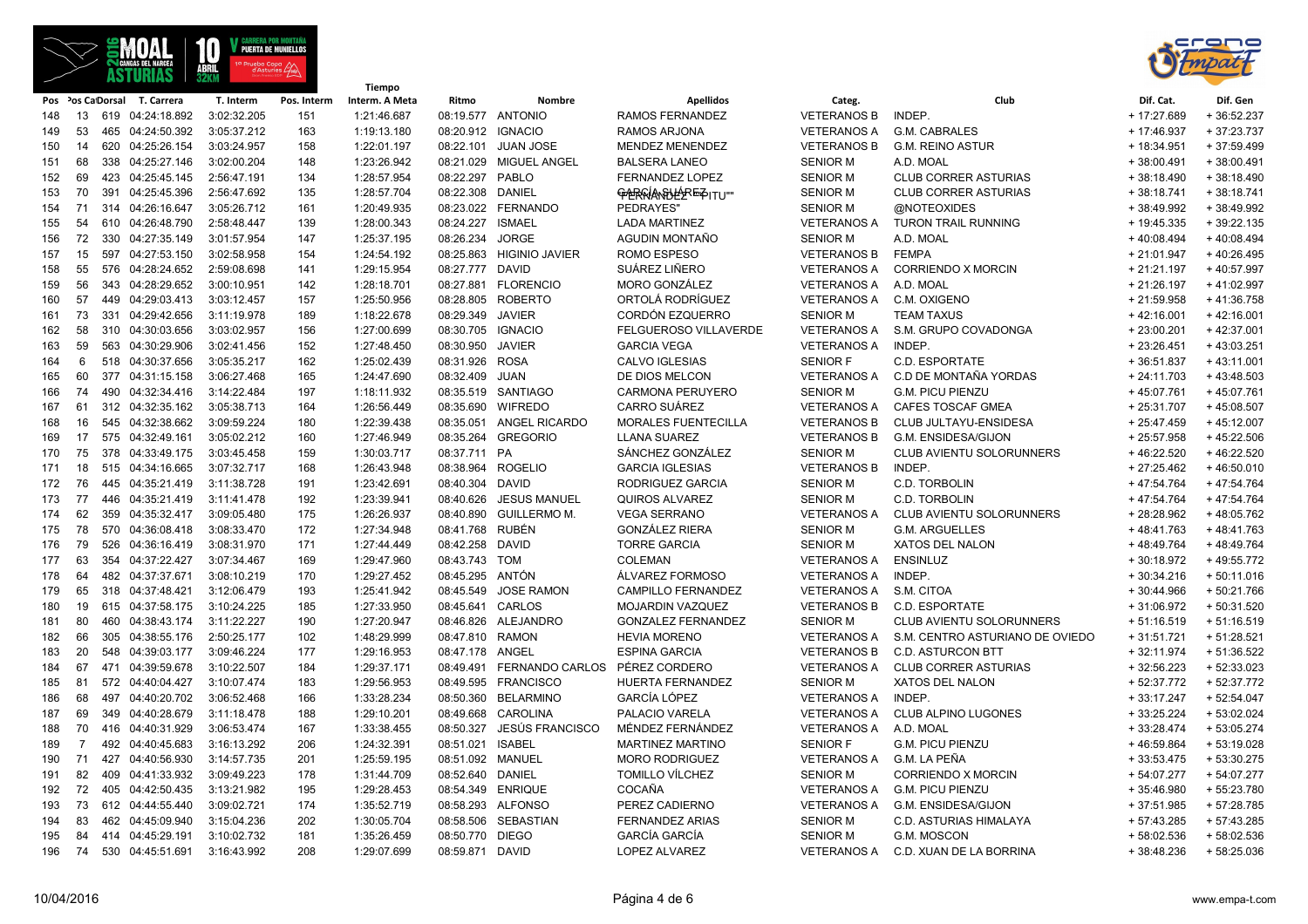| Pos | Pos Cat | Dorsal | T. Carrera | T. Interm | Pos. Interm | Tiempo Interm. A Meta | Ritmo | Nombre | Apellidos | Categ. | Club | Dif. Cat. | Dif. Gen |
|---|---|---|---|---|---|---|---|---|---|---|---|---|---|
| 148 | 13 | 619 | 04:24:18.892 | 3:02:32.205 | 151 | 1:21:46.687 | 08:19.577 | ANTONIO | RAMOS FERNANDEZ | VETERANOS B | INDEP. | + 17:27.689 | + 36:52.237 |
| 149 | 53 | 465 | 04:24:50.392 | 3:05:37.212 | 163 | 1:19:13.180 | 08:20.912 | IGNACIO | RAMOS ARJONA | VETERANOS A | G.M. CABRALES | + 17:46.937 | + 37:23.737 |
| 150 | 14 | 620 | 04:25:26.154 | 3:03:24.957 | 158 | 1:22:01.197 | 08:22.101 | JUAN JOSE | MENDEZ MENENDEZ | VETERANOS B | G.M. REINO ASTUR | + 18:34.951 | + 37:59.499 |
| 151 | 68 | 338 | 04:25:27.146 | 3:02:00.204 | 148 | 1:23:26.942 | 08:21.029 | MIGUEL ANGEL | BALSERA LANEO | SENIOR M | A.D. MOAL | + 38:00.491 | + 38:00.491 |
| 152 | 69 | 423 | 04:25:45.145 | 2:56:47.191 | 134 | 1:28:57.954 | 08:22.297 | PABLO | FERNANDEZ LOPEZ | SENIOR M | CLUB CORRER ASTURIAS | + 38:18.490 | + 38:18.490 |
| 153 | 70 | 391 | 04:25:45.396 | 2:56:47.692 | 135 | 1:28:57.704 | 08:22.308 | DANIEL | GARCÍA SUÁREZ "PITU" | SENIOR M | CLUB CORRER ASTURIAS | + 38:18.741 | + 38:18.741 |
| 154 | 71 | 314 | 04:26:16.647 | 3:05:26.712 | 161 | 1:20:49.935 | 08:23.022 | FERNANDO | FERNÁNDEZ PEDRAYES" | SENIOR M | @NOTEOXIDES | + 38:49.992 | + 38:49.992 |
| 155 | 54 | 610 | 04:26:48.790 | 2:58:48.447 | 139 | 1:28:00.343 | 08:24.227 | ISMAEL | LADA MARTINEZ | VETERANOS A | TURON TRAIL RUNNING | + 19:45.335 | + 39:22.135 |
| 156 | 72 | 330 | 04:27:35.149 | 3:01:57.954 | 147 | 1:25:37.195 | 08:26.234 | JORGE | AGUDIN MONTAÑO | SENIOR M | A.D. MOAL | + 40:08.494 | + 40:08.494 |
| 157 | 15 | 597 | 04:27:53.150 | 3:02:58.958 | 154 | 1:24:54.192 | 08:25.863 | HIGINIO JAVIER | ROMO ESPESO | VETERANOS B | FEMPA | + 21:01.947 | + 40:26.495 |
| 158 | 55 | 576 | 04:28:24.652 | 2:59:08.698 | 141 | 1:29:15.954 | 08:27.777 | DAVID | SUÁREZ LIÑERO | VETERANOS A | CORRIENDO X MORCIN | + 21:21.197 | + 40:57.997 |
| 159 | 56 | 343 | 04:28:29.652 | 3:00:10.951 | 142 | 1:28:18.701 | 08:27.881 | FLORENCIO | MORO GONZÁLEZ | VETERANOS A | A.D. MOAL | + 21:26.197 | + 41:02.997 |
| 160 | 57 | 449 | 04:29:03.413 | 3:03:12.457 | 157 | 1:25:50.956 | 08:28.805 | ROBERTO | ORTOLÁ RODRÍGUEZ | VETERANOS A | C.M. OXIGENO | + 21:59.958 | + 41:36.758 |
| 161 | 73 | 331 | 04:29:42.656 | 3:11:19.978 | 189 | 1:18:22.678 | 08:29.349 | JAVIER | CORDÓN EZQUERRO | SENIOR M | TEAM TAXUS | + 42:16.001 | + 42:16.001 |
| 162 | 58 | 310 | 04:30:03.656 | 3:03:02.957 | 156 | 1:27:00.699 | 08:30.705 | IGNACIO | FELGUEROSO VILLAVERDE | VETERANOS A | S.M. GRUPO COVADONGA | + 23:00.201 | + 42:37.001 |
| 163 | 59 | 563 | 04:30:29.906 | 3:02:41.456 | 152 | 1:27:48.450 | 08:30.950 | JAVIER | GARCIA VEGA | VETERANOS A | INDEP. | + 23:26.451 | + 43:03.251 |
| 164 | 6 | 518 | 04:30:37.656 | 3:05:35.217 | 162 | 1:25:02.439 | 08:31.926 | ROSA | CALVO IGLESIAS | SENIOR F | C.D. ESPORTATE | + 36:51.837 | + 43:11.001 |
| 165 | 60 | 377 | 04:31:15.158 | 3:06:27.468 | 165 | 1:24:47.690 | 08:32.409 | JUAN | DE DIOS MELCON | VETERANOS A | C.D DE MONTAÑA YORDAS | + 24:11.703 | + 43:48.503 |
| 166 | 74 | 490 | 04:32:34.416 | 3:14:22.484 | 197 | 1:18:11.932 | 08:35.519 | SANTIAGO | CARMONA PERUYERO | SENIOR M | G.M. PICU PIENZU | + 45:07.761 | + 45:07.761 |
| 167 | 61 | 312 | 04:32:35.162 | 3:05:38.713 | 164 | 1:26:56.449 | 08:35.690 | WIFREDO | CARRO SUÁREZ | VETERANOS A | CAFES TOSCAF GMEA | + 25:31.707 | + 45:08.507 |
| 168 | 16 | 545 | 04:32:38.662 | 3:09:59.224 | 180 | 1:22:39.438 | 08:35.051 | ANGEL RICARDO | MORALES FUENTECILLA | VETERANOS B | CLUB JULTAYU-ENSIDESA | + 25:47.459 | + 45:12.007 |
| 169 | 17 | 575 | 04:32:49.161 | 3:05:02.212 | 160 | 1:27:46.949 | 08:35.264 | GREGORIO | LLANA SUAREZ | VETERANOS B | G.M. ENSIDESA/GIJON | + 25:57.958 | + 45:22.506 |
| 170 | 75 | 378 | 04:33:49.175 | 3:03:45.458 | 159 | 1:30:03.717 | 08:37.711 | PA | SÁNCHEZ GONZÁLEZ | SENIOR M | CLUB AVIENTU SOLORUNNERS | + 46:22.520 | + 46:22.520 |
| 171 | 18 | 515 | 04:34:16.665 | 3:07:32.717 | 168 | 1:26:43.948 | 08:38.964 | ROGELIO | GARCIA IGLESIAS | VETERANOS B | INDEP. | + 27:25.462 | + 46:50.010 |
| 172 | 76 | 445 | 04:35:21.419 | 3:11:38.728 | 191 | 1:23:42.691 | 08:40.304 | DAVID | RODRIGUEZ GARCIA | SENIOR M | C.D. TORBOLIN | + 47:54.764 | + 47:54.764 |
| 173 | 77 | 446 | 04:35:21.419 | 3:11:41.478 | 192 | 1:23:39.941 | 08:40.626 | JESUS MANUEL | QUIROS ALVAREZ | SENIOR M | C.D. TORBOLIN | + 47:54.764 | + 47:54.764 |
| 174 | 62 | 359 | 04:35:32.417 | 3:09:05.480 | 175 | 1:26:26.937 | 08:40.890 | GUILLERMO M. | VEGA SERRANO | VETERANOS A | CLUB AVIENTU SOLORUNNERS | + 28:28.962 | + 48:05.762 |
| 175 | 78 | 570 | 04:36:08.418 | 3:08:33.470 | 172 | 1:27:34.948 | 08:41.768 | RUBÉN | GONZÁLEZ RIERA | SENIOR M | G.M. ARGUELLES | + 48:41.763 | + 48:41.763 |
| 176 | 79 | 526 | 04:36:16.419 | 3:08:31.970 | 171 | 1:27:44.449 | 08:42.258 | DAVID | TORRE GARCIA | SENIOR M | XATOS DEL NALON | + 48:49.764 | + 48:49.764 |
| 177 | 63 | 354 | 04:37:22.427 | 3:07:34.467 | 169 | 1:29:47.960 | 08:43.743 | TOM | COLEMAN | VETERANOS A | ENSINLUZ | + 30:18.972 | + 49:55.772 |
| 178 | 64 | 482 | 04:37:37.671 | 3:08:10.219 | 170 | 1:29:27.452 | 08:45.295 | ANTÓN | ÁLVAREZ FORMOSO | VETERANOS A | INDEP. | + 30:34.216 | + 50:11.016 |
| 179 | 65 | 318 | 04:37:48.421 | 3:12:06.479 | 193 | 1:25:41.942 | 08:45.549 | JOSE RAMON | CAMPILLO FERNANDEZ | VETERANOS A | S.M. CITOA | + 30:44.966 | + 50:21.766 |
| 180 | 19 | 615 | 04:37:58.175 | 3:10:24.225 | 185 | 1:27:33.950 | 08:45.641 | CARLOS | MOJARDIN VAZQUEZ | VETERANOS B | C.D. ESPORTATE | + 31:06.972 | + 50:31.520 |
| 181 | 80 | 460 | 04:38:43.174 | 3:11:22.227 | 190 | 1:27:20.947 | 08:46.826 | ALEJANDRO | GONZALEZ FERNANDEZ | SENIOR M | CLUB AVIENTU SOLORUNNERS | + 51:16.519 | + 51:16.519 |
| 182 | 66 | 305 | 04:38:55.176 | 2:50:25.177 | 102 | 1:48:29.999 | 08:47.810 | RAMON | HEVIA MORENO | VETERANOS A | S.M. CENTRO ASTURIANO DE OVIEDO | + 31:51.721 | + 51:28.521 |
| 183 | 20 | 548 | 04:39:03.177 | 3:09:46.224 | 177 | 1:29:16.953 | 08:47.178 | ANGEL | ESPINA GARCIA | VETERANOS B | C.D. ASTURCON BTT | + 32:11.974 | + 51:36.522 |
| 184 | 67 | 471 | 04:39:59.678 | 3:10:22.507 | 184 | 1:29:37.171 | 08:49.491 | FERNANDO CARLOS | PÉREZ CORDERO | VETERANOS A | CLUB CORRER ASTURIAS | + 32:56.223 | + 52:33.023 |
| 185 | 81 | 572 | 04:40:04.427 | 3:10:07.474 | 183 | 1:29:56.953 | 08:49.595 | FRANCISCO | HUERTA FERNANDEZ | SENIOR M | XATOS DEL NALON | + 52:37.772 | + 52:37.772 |
| 186 | 68 | 497 | 04:40:20.702 | 3:06:52.468 | 166 | 1:33:28.234 | 08:50.360 | BELARMINO | GARCÍA LÓPEZ | VETERANOS A | INDEP. | + 33:17.247 | + 52:54.047 |
| 187 | 69 | 349 | 04:40:28.679 | 3:11:18.478 | 188 | 1:29:10.201 | 08:49.668 | CAROLINA | PALACIO VARELA | VETERANOS A | CLUB ALPINO LUGONES | + 33:25.224 | + 53:02.024 |
| 188 | 70 | 416 | 04:40:31.929 | 3:06:53.474 | 167 | 1:33:38.455 | 08:50.327 | JESÚS FRANCISCO | MÉNDEZ FERNÁNDEZ | VETERANOS A | A.D. MOAL | + 33:28.474 | + 53:05.274 |
| 189 | 7 | 492 | 04:40:45.683 | 3:16:13.292 | 206 | 1:24:32.391 | 08:51.021 | ISABEL | MARTINEZ MARTINO | SENIOR F | G.M. PICU PIENZU | + 46:59.864 | + 53:19.028 |
| 190 | 71 | 427 | 04:40:56.930 | 3:14:57.735 | 201 | 1:25:59.195 | 08:51.092 | MANUEL | MORO RODRIGUEZ | VETERANOS A | G.M. LA PEÑA | + 33:53.475 | + 53:30.275 |
| 191 | 82 | 409 | 04:41:33.932 | 3:09:49.223 | 178 | 1:31:44.709 | 08:52.640 | DANIEL | TOMILLO VÍLCHEZ | SENIOR M | CORRIENDO X MORCIN | + 54:07.277 | + 54:07.277 |
| 192 | 72 | 405 | 04:42:50.435 | 3:13:21.982 | 195 | 1:29:28.453 | 08:54.349 | ENRIQUE | COCAÑA | VETERANOS A | G.M. PICU PIENZU | + 35:46.980 | + 55:23.780 |
| 193 | 73 | 612 | 04:44:55.440 | 3:09:02.721 | 174 | 1:35:52.719 | 08:58.293 | ALFONSO | PEREZ CADIERNO | VETERANOS A | G.M. ENSIDESA/GIJON | + 37:51.985 | + 57:28.785 |
| 194 | 83 | 462 | 04:45:09.940 | 3:15:04.236 | 202 | 1:30:05.704 | 08:58.506 | SEBASTIAN | FERNANDEZ ARIAS | SENIOR M | C.D. ASTURIAS HIMALAYA | + 57:43.285 | + 57:43.285 |
| 195 | 84 | 414 | 04:45:29.191 | 3:10:02.732 | 181 | 1:35:26.459 | 08:50.770 | DIEGO | GARCÍA GARCÍA | SENIOR M | G.M. MOSCON | + 58:02.536 | + 58:02.536 |
| 196 | 74 | 530 | 04:45:51.691 | 3:16:43.992 | 208 | 1:29:07.699 | 08:59.871 | DAVID | LOPEZ ALVAREZ | VETERANOS A | C.D. XUAN DE LA BORRINA | + 38:48.236 | + 58:25.036 |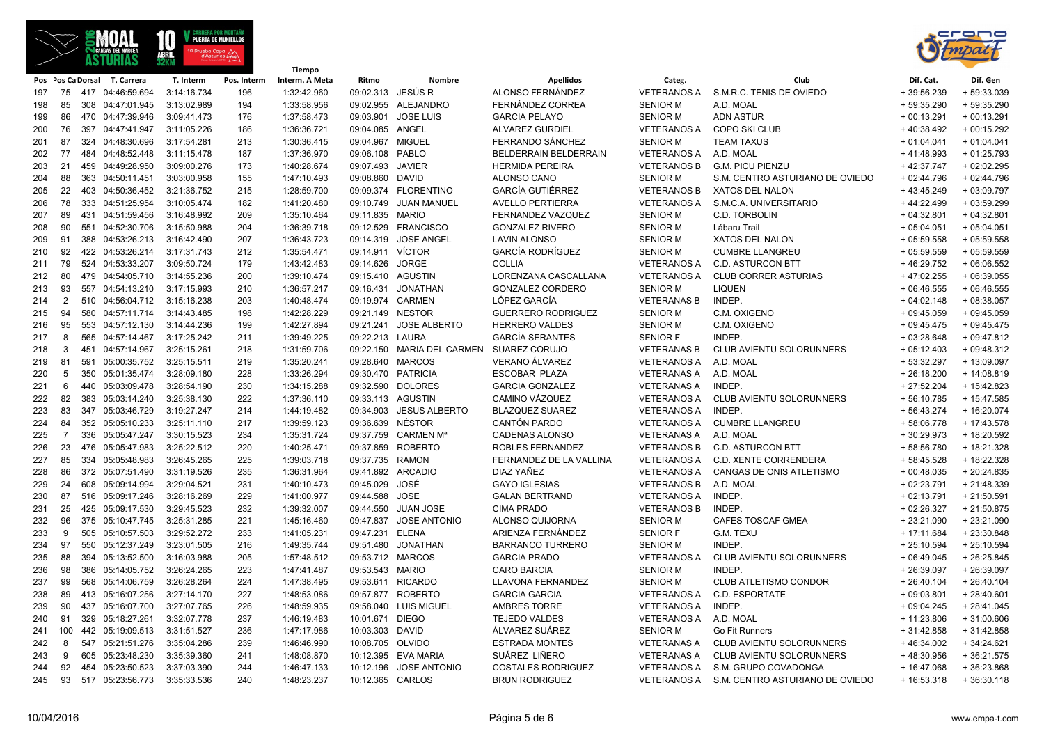| Pos | Pos Cat | Dorsal | T. Carrera | T. Interm | Pos. Interm | Tiempo Interm. A Meta | Ritmo | Nombre | Apellidos | Categ. | Club | Dif. Cat. | Dif. Gen |
|---|---|---|---|---|---|---|---|---|---|---|---|---|---|
| 197 | 75 | 417 | 04:46:59.694 | 3:14:16.734 | 196 | 1:32:42.960 | 09:02.313 | JESÚS R | ALONSO FERNÁNDEZ | VETERANOS A | S.M.R.C. TENIS DE OVIEDO | + 39:56.239 | + 59:33.039 |
| 198 | 85 | 308 | 04:47:01.945 | 3:13:02.989 | 194 | 1:33:58.956 | 09:02.955 | ALEJANDRO | FERNÁNDEZ CORREA | SENIOR M | A.D. MOAL | + 59:35.290 | + 59:35.290 |
| 199 | 86 | 470 | 04:47:39.946 | 3:09:41.473 | 176 | 1:37:58.473 | 09:03.901 | JOSE LUIS | GARCIA PELAYO | SENIOR M | ADN ASTUR | + 00:13.291 | + 00:13.291 |
| 200 | 76 | 397 | 04:47:41.947 | 3:11:05.226 | 186 | 1:36:36.721 | 09:04.085 | ANGEL | ALVAREZ GURDIEL | VETERANOS A | COPO SKI CLUB | + 40:38.492 | + 00:15.292 |
| 201 | 87 | 324 | 04:48:30.696 | 3:17:54.281 | 213 | 1:30:36.415 | 09:04.967 | MIGUEL | FERRANDO SÁNCHEZ | SENIOR M | TEAM TAXUS | + 01:04.041 | + 01:04.041 |
| 202 | 77 | 484 | 04:48:52.448 | 3:11:15.478 | 187 | 1:37:36.970 | 09:06.108 | PABLO | BELDERRAIN BELDERRAIN | VETERANOS A | A.D. MOAL | + 41:48.993 | + 01:25.793 |
| 203 | 21 | 459 | 04:49:28.950 | 3:09:00.276 | 173 | 1:40:28.674 | 09:07.493 | JAVIER | HERMIDA PEREIRA | VETERANOS B | G.M. PICU PIENZU | + 42:37.747 | + 02:02.295 |
| 204 | 88 | 363 | 04:50:11.451 | 3:03:00.958 | 155 | 1:47:10.493 | 09:08.860 | DAVID | ALONSO CANO | SENIOR M | S.M. CENTRO ASTURIANO DE OVIEDO | + 02:44.796 | + 02:44.796 |
| 205 | 22 | 403 | 04:50:36.452 | 3:21:36.752 | 215 | 1:28:59.700 | 09:09.374 | FLORENTINO | GARCÍA GUTIÉRREZ | VETERANOS B | XATOS DEL NALON | + 43:45.249 | + 03:09.797 |
| 206 | 78 | 333 | 04:51:25.954 | 3:10:05.474 | 182 | 1:41:20.480 | 09:10.749 | JUAN MANUEL | AVELLO PERTIERRA | VETERANOS A | S.M.C.A. UNIVERSITARIO | + 44:22.499 | + 03:59.299 |
| 207 | 89 | 431 | 04:51:59.456 | 3:16:48.992 | 209 | 1:35:10.464 | 09:11.835 | MARIO | FERNANDEZ VAZQUEZ | SENIOR M | C.D. TORBOLIN | + 04:32.801 | + 04:32.801 |
| 208 | 90 | 551 | 04:52:30.706 | 3:15:50.988 | 204 | 1:36:39.718 | 09:12.529 | FRANCISCO | GONZALEZ RIVERO | SENIOR M | Lábaru Trail | + 05:04.051 | + 05:04.051 |
| 209 | 91 | 388 | 04:53:26.213 | 3:16:42.490 | 207 | 1:36:43.723 | 09:14.319 | JOSE ANGEL | LAVIN ALONSO | SENIOR M | XATOS DEL NALON | + 05:59.558 | + 05:59.558 |
| 210 | 92 | 422 | 04:53:26.214 | 3:17:31.743 | 212 | 1:35:54.471 | 09:14.911 | VÍCTOR | GARCÍA RODRÍGUEZ | SENIOR M | CUMBRE LLANGREU | + 05:59.559 | + 05:59.559 |
| 211 | 79 | 524 | 04:53:33.207 | 3:09:50.724 | 179 | 1:43:42.483 | 09:14.626 | JORGE | COLLIA | VETERANOS A | C.D. ASTURCON BTT | + 46:29.752 | + 06:06.552 |
| 212 | 80 | 479 | 04:54:05.710 | 3:14:55.236 | 200 | 1:39:10.474 | 09:15.410 | AGUSTIN | LORENZANA CASCALLANA | VETERANOS A | CLUB CORRER ASTURIAS | + 47:02.255 | + 06:39.055 |
| 213 | 93 | 557 | 04:54:13.210 | 3:17:15.993 | 210 | 1:36:57.217 | 09:16.431 | JONATHAN | GONZALEZ CORDERO | SENIOR M | LIQUEN | + 06:46.555 | + 06:46.555 |
| 214 | 2 | 510 | 04:56:04.712 | 3:15:16.238 | 203 | 1:40:48.474 | 09:19.974 | CARMEN | LÓPEZ GARCÍA | VETERANAS B | INDEP. | + 04:02.148 | + 08:38.057 |
| 215 | 94 | 580 | 04:57:11.714 | 3:14:43.485 | 198 | 1:42:28.229 | 09:21.149 | NESTOR | GUERRERO RODRIGUEZ | SENIOR M | C.M. OXIGENO | + 09:45.059 | + 09:45.059 |
| 216 | 95 | 553 | 04:57:12.130 | 3:14:44.236 | 199 | 1:42:27.894 | 09:21.241 | JOSE ALBERTO | HERRERO VALDES | SENIOR M | C.M. OXIGENO | + 09:45.475 | + 09:45.475 |
| 217 | 8 | 565 | 04:57:14.467 | 3:17:25.242 | 211 | 1:39:49.225 | 09:22.213 | LAURA | GARCÍA SERANTES | SENIOR F | INDEP. | + 03:28.648 | + 09:47.812 |
| 218 | 3 | 451 | 04:57:14.967 | 3:25:15.261 | 218 | 1:31:59.706 | 09:22.150 | MARIA DEL CARMEN | SUAREZ CORUJO | VETERANAS B | CLUB AVIENTU SOLORUNNERS | + 05:12.403 | + 09:48.312 |
| 219 | 81 | 591 | 05:00:35.752 | 3:25:15.511 | 219 | 1:35:20.241 | 09:28.640 | MARCOS | VERANO ÁLVAREZ | VETERANOS A | A.D. MOAL | + 53:32.297 | + 13:09.097 |
| 220 | 5 | 350 | 05:01:35.474 | 3:28:09.180 | 228 | 1:33:26.294 | 09:30.470 | PATRICIA | ESCOBAR PLAZA | VETERANAS A | A.D. MOAL | + 26:18.200 | + 14:08.819 |
| 221 | 6 | 440 | 05:03:09.478 | 3:28:54.190 | 230 | 1:34:15.288 | 09:32.590 | DOLORES | GARCIA GONZALEZ | VETERANAS A | INDEP. | + 27:52.204 | + 15:42.823 |
| 222 | 82 | 383 | 05:03:14.240 | 3:25:38.130 | 222 | 1:37:36.110 | 09:33.113 | AGUSTIN | CAMINO VÁZQUEZ | VETERANOS A | CLUB AVIENTU SOLORUNNERS | + 56:10.785 | + 15:47.585 |
| 223 | 83 | 347 | 05:03:46.729 | 3:19:27.247 | 214 | 1:44:19.482 | 09:34.903 | JESUS ALBERTO | BLAZQUEZ SUAREZ | VETERANOS A | INDEP. | + 56:43.274 | + 16:20.074 |
| 224 | 84 | 352 | 05:05:10.233 | 3:25:11.110 | 217 | 1:39:59.123 | 09:36.639 | NÉSTOR | CANTÓN PARDO | VETERANOS A | CUMBRE LLANGREU | + 58:06.778 | + 17:43.578 |
| 225 | 7 | 336 | 05:05:47.247 | 3:30:15.523 | 234 | 1:35:31.724 | 09:37.759 | CARMEN Mª | CADENAS ALONSO | VETERANAS A | A.D. MOAL | + 30:29.973 | + 18:20.592 |
| 226 | 23 | 476 | 05:05:47.983 | 3:25:22.512 | 220 | 1:40:25.471 | 09:37.859 | ROBERTO | ROBLES FERNANDEZ | VETERANOS B | C.D. ASTURCON BTT | + 58:56.780 | + 18:21.328 |
| 227 | 85 | 334 | 05:05:48.983 | 3:26:45.265 | 225 | 1:39:03.718 | 09:37.735 | RAMON | FERNANDEZ DE LA VALLINA | VETERANOS A | C.D. XENTE CORRENDERA | + 58:45.528 | + 18:22.328 |
| 228 | 86 | 372 | 05:07:51.490 | 3:31:19.526 | 235 | 1:36:31.964 | 09:41.892 | ARCADIO | DIAZ YAÑEZ | VETERANOS A | CANGAS DE ONIS ATLETISMO | + 00:48.035 | + 20:24.835 |
| 229 | 24 | 608 | 05:09:14.994 | 3:29:04.521 | 231 | 1:40:10.473 | 09:45.029 | JOSÉ | GAYO IGLESIAS | VETERANOS B | A.D. MOAL | + 02:23.791 | + 21:48.339 |
| 230 | 87 | 516 | 05:09:17.246 | 3:28:16.269 | 229 | 1:41:00.977 | 09:44.588 | JOSE | GALAN BERTRAND | VETERANOS A | INDEP. | + 02:13.791 | + 21:50.591 |
| 231 | 25 | 425 | 05:09:17.530 | 3:29:45.523 | 232 | 1:39:32.007 | 09:44.550 | JUAN JOSE | CIMA PRADO | VETERANOS B | INDEP. | + 02:26.327 | + 21:50.875 |
| 232 | 96 | 375 | 05:10:47.745 | 3:25:31.285 | 221 | 1:45:16.460 | 09:47.837 | JOSE ANTONIO | ALONSO QUIJORNA | SENIOR M | CAFES TOSCAF GMEA | + 23:21.090 | + 23:21.090 |
| 233 | 9 | 505 | 05:10:57.503 | 3:29:52.272 | 233 | 1:41:05.231 | 09:47.231 | ELENA | ARIENZA FERNÁNDEZ | SENIOR F | G.M. TEXU | + 17:11.684 | + 23:30.848 |
| 234 | 97 | 550 | 05:12:37.249 | 3:23:01.505 | 216 | 1:49:35.744 | 09:51.480 | JONATHAN | BARRANCO TURRERO | SENIOR M | INDEP. | + 25:10.594 | + 25:10.594 |
| 235 | 88 | 394 | 05:13:52.500 | 3:16:03.988 | 205 | 1:57:48.512 | 09:53.712 | MARCOS | GARCIA PRADO | VETERANOS A | CLUB AVIENTU SOLORUNNERS | + 06:49.045 | + 26:25.845 |
| 236 | 98 | 386 | 05:14:05.752 | 3:26:24.265 | 223 | 1:47:41.487 | 09:53.543 | MARIO | CARO BARCIA | SENIOR M | INDEP. | + 26:39.097 | + 26:39.097 |
| 237 | 99 | 568 | 05:14:06.759 | 3:26:28.264 | 224 | 1:47:38.495 | 09:53.611 | RICARDO | LLAVONA FERNANDEZ | SENIOR M | CLUB ATLETISMO CONDOR | + 26:40.104 | + 26:40.104 |
| 238 | 89 | 413 | 05:16:07.256 | 3:27:14.170 | 227 | 1:48:53.086 | 09:57.877 | ROBERTO | GARCIA GARCIA | VETERANOS A | C.D. ESPORTATE | + 09:03.801 | + 28:40.601 |
| 239 | 90 | 437 | 05:16:07.700 | 3:27:07.765 | 226 | 1:48:59.935 | 09:58.040 | LUIS MIGUEL | AMBRES TORRE | VETERANOS A | INDEP. | + 09:04.245 | + 28:41.045 |
| 240 | 91 | 329 | 05:18:27.261 | 3:32:07.778 | 237 | 1:46:19.483 | 10:01.671 | DIEGO | TEJEDO VALDES | VETERANOS A | A.D. MOAL | + 11:23.806 | + 31:00.606 |
| 241 | 100 | 442 | 05:19:09.513 | 3:31:51.527 | 236 | 1:47:17.986 | 10:03.303 | DAVID | ÁLVAREZ SUÁREZ | SENIOR M | Go Fit Runners | + 31:42.858 | + 31:42.858 |
| 242 | 8 | 547 | 05:21:51.276 | 3:35:04.286 | 239 | 1:46:46.990 | 10:08.705 | OLVIDO | ESTRADA MONTES | VETERANAS A | CLUB AVIENTU SOLORUNNERS | + 46:34.002 | + 34:24.621 |
| 243 | 9 | 605 | 05:23:48.230 | 3:35:39.360 | 241 | 1:48:08.870 | 10:12.395 | EVA MARIA | SUÁREZ LIÑERO | VETERANAS A | CLUB AVIENTU SOLORUNNERS | + 48:30.956 | + 36:21.575 |
| 244 | 92 | 454 | 05:23:50.523 | 3:37:03.390 | 244 | 1:46:47.133 | 10:12.196 | JOSE ANTONIO | COSTALES RODRIGUEZ | VETERANOS A | S.M. GRUPO COVADONGA | + 16:47.068 | + 36:23.868 |
| 245 | 93 | 517 | 05:23:56.773 | 3:35:33.536 | 240 | 1:48:23.237 | 10:12.365 | CARLOS | BRUN RODRIGUEZ | VETERANOS A | S.M. CENTRO ASTURIANO DE OVIEDO | + 16:53.318 | + 36:30.118 |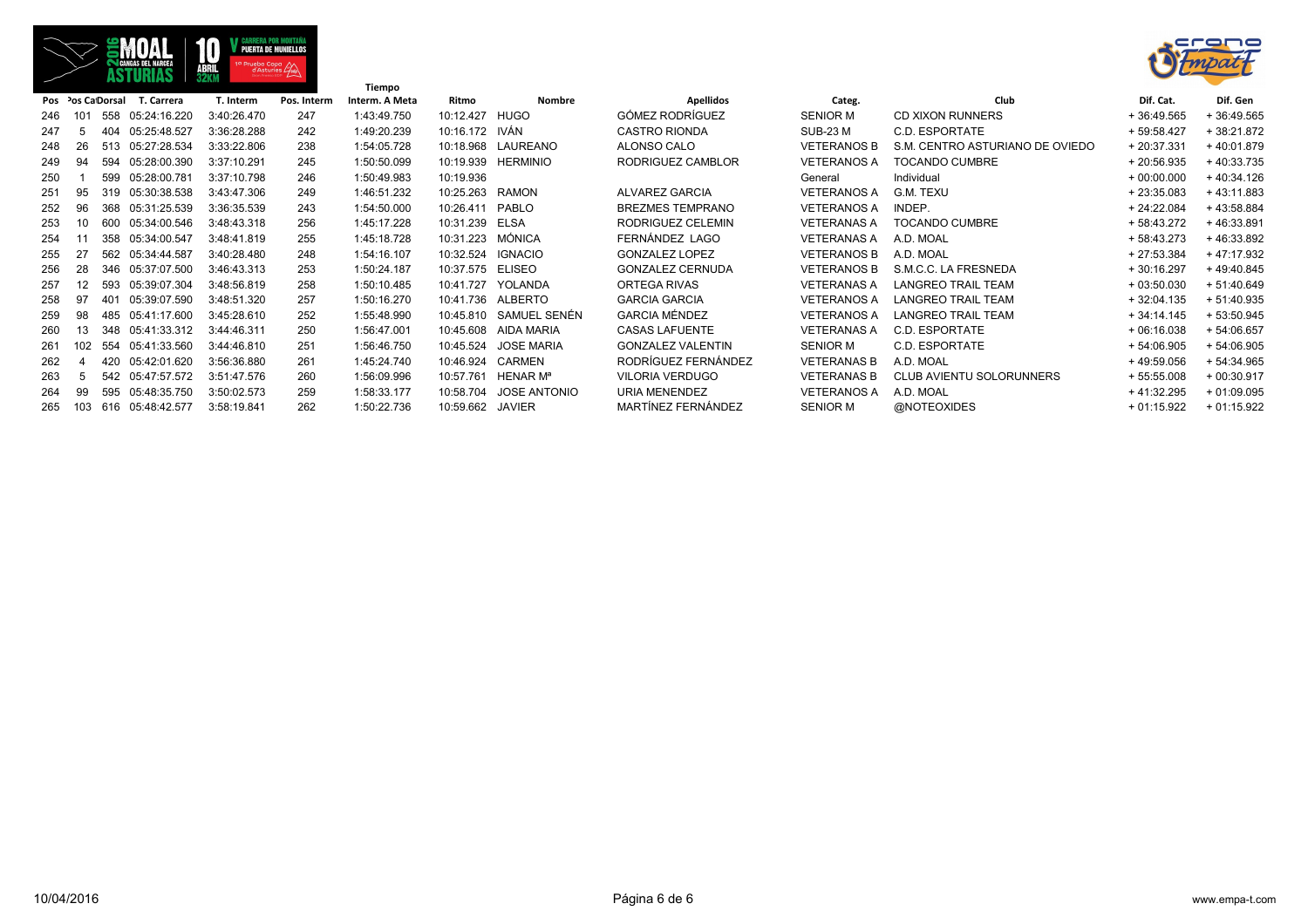| Pos | Pos Cat | Dorsal | T. Carrera | T. Interm | Pos. Interm | Tiempo Interm. A Meta | Ritmo | Nombre | Apellidos | Categ. | Club | Dif. Cat. | Dif. Gen |
|---|---|---|---|---|---|---|---|---|---|---|---|---|---|
| 246 | 101 | 558 | 05:24:16.220 | 3:40:26.470 | 247 | 1:43:49.750 | 10:12.427 | HUGO | GÓMEZ RODRÍGUEZ | SENIOR M | CD XIXON RUNNERS | + 36:49.565 | + 36:49.565 |
| 247 | 5 | 404 | 05:25:48.527 | 3:36:28.288 | 242 | 1:49:20.239 | 10:16.172 | IVÁN | CASTRO RIONDA | SUB-23 M | C.D. ESPORTATE | + 59:58.427 | + 38:21.872 |
| 248 | 26 | 513 | 05:27:28.534 | 3:33:22.806 | 238 | 1:54:05.728 | 10:18.968 | LAUREANO | ALONSO CALO | VETERANOS B | S.M. CENTRO ASTURIANO DE OVIEDO | + 20:37.331 | + 40:01.879 |
| 249 | 94 | 594 | 05:28:00.390 | 3:37:10.291 | 245 | 1:50:50.099 | 10:19.939 | HERMINIO | RODRIGUEZ CAMBLOR | VETERANOS A | TOCANDO CUMBRE | + 20:56.935 | + 40:33.735 |
| 250 | 1 | 599 | 05:28:00.781 | 3:37:10.798 | 246 | 1:50:49.983 | 10:19.936 | | | General | Individual | + 00:00.000 | + 40:34.126 |
| 251 | 95 | 319 | 05:30:38.538 | 3:43:47.306 | 249 | 1:46:51.232 | 10:25.263 | RAMON | ALVAREZ GARCIA | VETERANOS A | G.M. TEXU | + 23:35.083 | + 43:11.883 |
| 252 | 96 | 368 | 05:31:25.539 | 3:36:35.539 | 243 | 1:54:50.000 | 10:26.411 | PABLO | BREZMES TEMPRANO | VETERANOS A | INDEP. | + 24:22.084 | + 43:58.884 |
| 253 | 10 | 600 | 05:34:00.546 | 3:48:43.318 | 256 | 1:45:17.228 | 10:31.239 | ELSA | RODRIGUEZ CELEMIN | VETERANAS A | TOCANDO CUMBRE | + 58:43.272 | + 46:33.891 |
| 254 | 11 | 358 | 05:34:00.547 | 3:48:41.819 | 255 | 1:45:18.728 | 10:31.223 | MÓNICA | FERNÁNDEZ LAGO | VETERANAS A | A.D. MOAL | + 58:43.273 | + 46:33.892 |
| 255 | 27 | 562 | 05:34:44.587 | 3:40:28.480 | 248 | 1:54:16.107 | 10:32.524 | IGNACIO | GONZALEZ LOPEZ | VETERANOS B | A.D. MOAL | + 27:53.384 | + 47:17.932 |
| 256 | 28 | 346 | 05:37:07.500 | 3:46:43.313 | 253 | 1:50:24.187 | 10:37.575 | ELISEO | GONZALEZ CERNUDA | VETERANOS B | S.M.C.C. LA FRESNEDA | + 30:16.297 | + 49:40.845 |
| 257 | 12 | 593 | 05:39:07.304 | 3:48:56.819 | 258 | 1:50:10.485 | 10:41.727 | YOLANDA | ORTEGA RIVAS | VETERANAS A | LANGREO TRAIL TEAM | + 03:50.030 | + 51:40.649 |
| 258 | 97 | 401 | 05:39:07.590 | 3:48:51.320 | 257 | 1:50:16.270 | 10:41.736 | ALBERTO | GARCIA GARCIA | VETERANOS A | LANGREO TRAIL TEAM | + 32:04.135 | + 51:40.935 |
| 259 | 98 | 485 | 05:41:17.600 | 3:45:28.610 | 252 | 1:55:48.990 | 10:45.810 | SAMUEL SENÉN | GARCIA MÉNDEZ | VETERANOS A | LANGREO TRAIL TEAM | + 34:14.145 | + 53:50.945 |
| 260 | 13 | 348 | 05:41:33.312 | 3:44:46.311 | 250 | 1:56:47.001 | 10:45.608 | AIDA MARIA | CASAS LAFUENTE | VETERANAS A | C.D. ESPORTATE | + 06:16.038 | + 54:06.657 |
| 261 | 102 | 554 | 05:41:33.560 | 3:44:46.810 | 251 | 1:56:46.750 | 10:45.524 | JOSE MARIA | GONZALEZ VALENTIN | SENIOR M | C.D. ESPORTATE | + 54:06.905 | + 54:06.905 |
| 262 | 4 | 420 | 05:42:01.620 | 3:56:36.880 | 261 | 1:45:24.740 | 10:46.924 | CARMEN | RODRÍGUEZ FERNÁNDEZ | VETERANAS B | A.D. MOAL | + 49:59.056 | + 54:34.965 |
| 263 | 5 | 542 | 05:47:57.572 | 3:51:47.576 | 260 | 1:56:09.996 | 10:57.761 | HENAR Mª | VILORIA VERDUGO | VETERANAS B | CLUB AVIENTU SOLORUNNERS | + 55:55.008 | + 00:30.917 |
| 264 | 99 | 595 | 05:48:35.750 | 3:50:02.573 | 259 | 1:58:33.177 | 10:58.704 | JOSE ANTONIO | URIA MENENDEZ | VETERANOS A | A.D. MOAL | + 41:32.295 | + 01:09.095 |
| 265 | 103 | 616 | 05:48:42.577 | 3:58:19.841 | 262 | 1:50:22.736 | 10:59.662 | JAVIER | MARTÍNEZ FERNÁNDEZ | SENIOR M | @NOTEOXIDES | + 01:15.922 | + 01:15.922 |

10/04/2016

www.empa-t.com